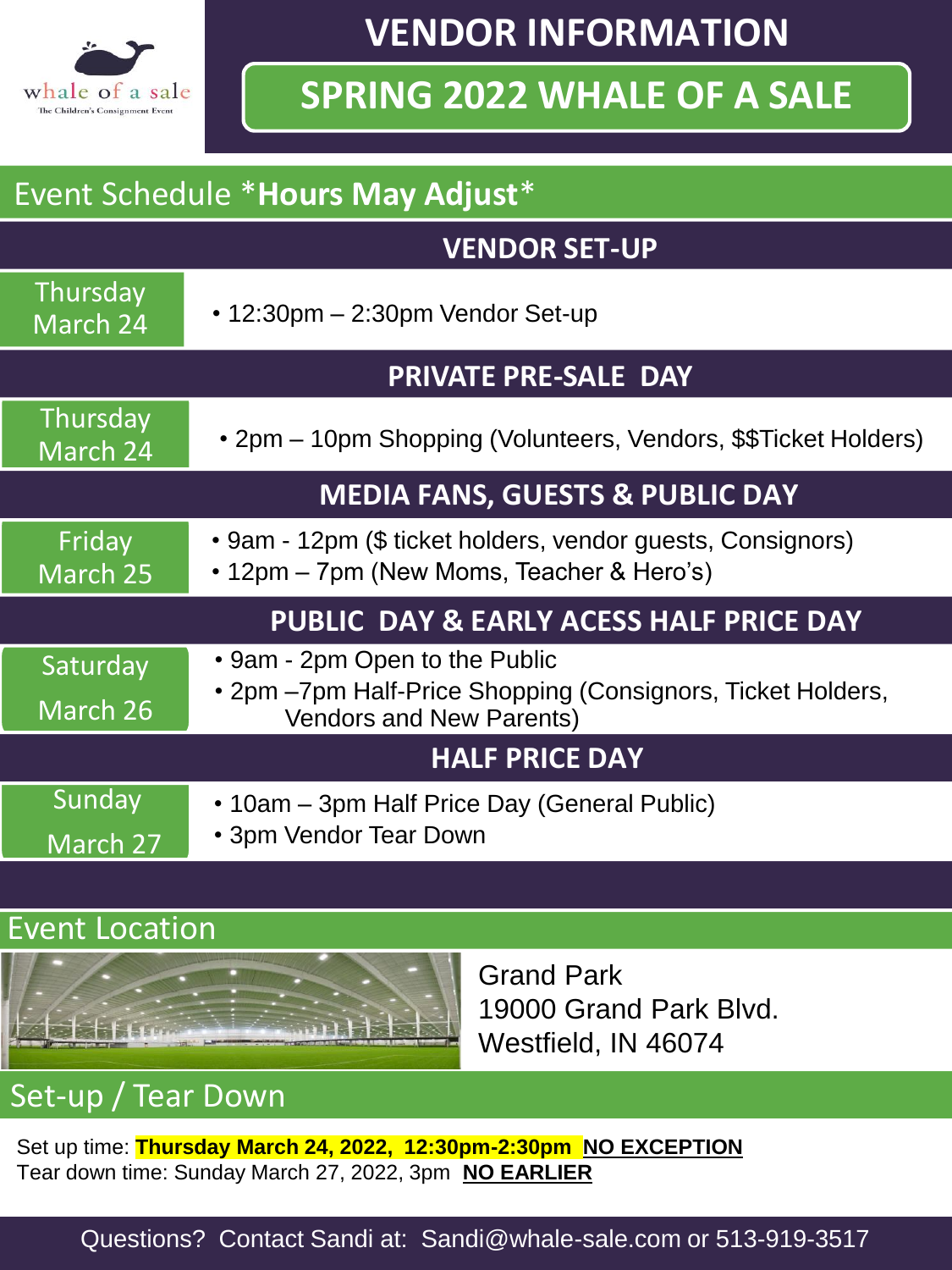whale of a sale
The Children's Consignment Event

# VENDOR INFORMATION

## SPRING 2022 WHALE OF A SALE

## Event Schedule ***Hours May Adjust***

### VENDOR SET-UP

**Thursday March 24**

- 12:30pm – 2:30pm Vendor Set-up

### PRIVATE PRE-SALE DAY

**Thursday March 24**

- 2pm – 10pm Shopping (Volunteers, Vendors, $$Ticket Holders)

### MEDIA FANS, GUESTS & PUBLIC DAY

**Friday March 25**

- 9am - 12pm ($ ticket holders, vendor guests, Consignors)
- 12pm – 7pm (New Moms, Teacher & Hero's)

### PUBLIC DAY & EARLY ACESS HALF PRICE DAY

**Saturday March 26**

- 9am - 2pm Open to the Public
- 2pm –7pm Half-Price Shopping (Consignors, Ticket Holders, Vendors and New Parents)

### HALF PRICE DAY

**Sunday March 27**

- 10am – 3pm Half Price Day (General Public)
- 3pm Vendor Tear Down

## Event Location

Grand Park
19000 Grand Park Blvd.
Westfield, IN 46074

## Set-up / Tear Down

Set up time: **Thursday March 24, 2022, 12:30pm-2:30pm** **NO EXCEPTION**
Tear down time: Sunday March 27, 2022, 3pm **NO EARLIER**

Questions? Contact Sandi at: Sandi@whale-sale.com or 513-919-3517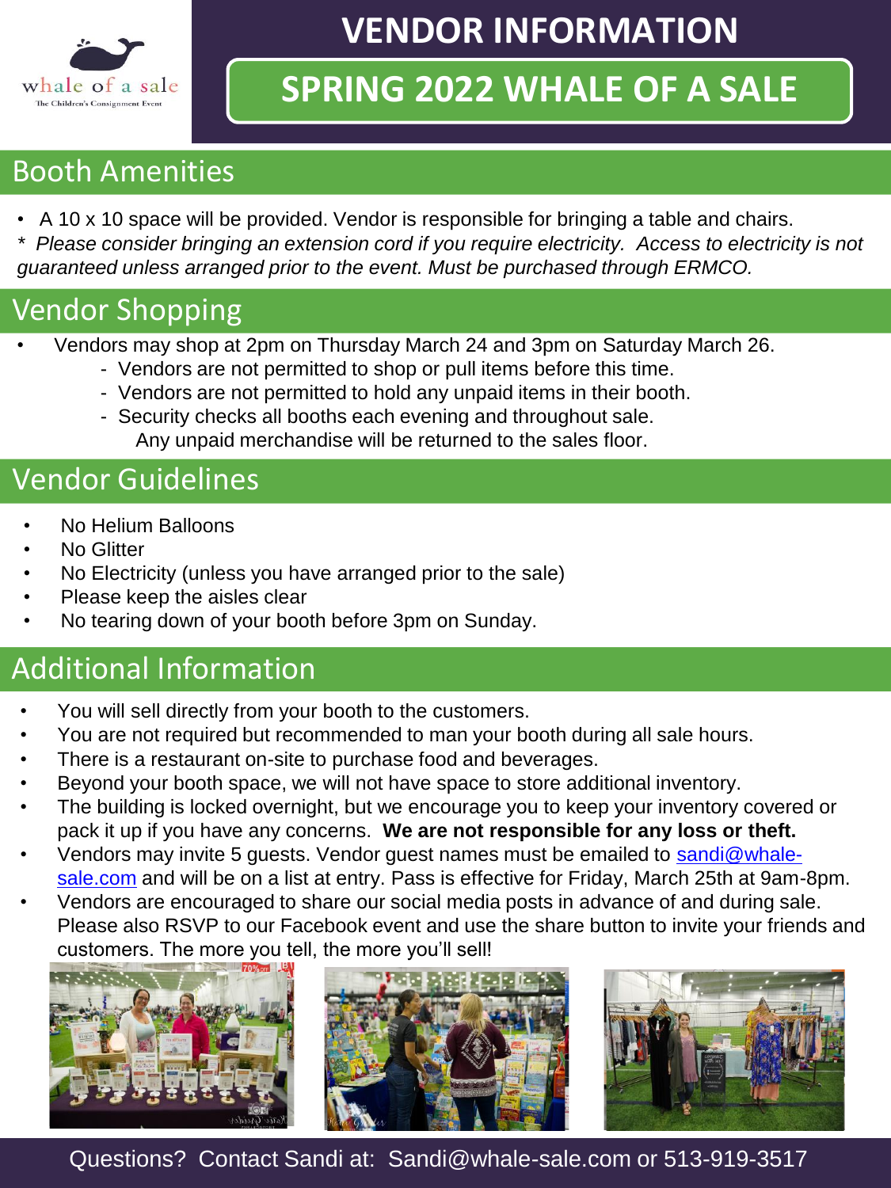whale of a sale
The Children's Consignment Event

# VENDOR INFORMATION

# SPRING 2022 WHALE OF A SALE

## Booth Amenities

- A 10 x 10 space will be provided. Vendor is responsible for bringing a table and chairs.

*\* Please consider bringing an extension cord if you require electricity. Access to electricity is not guaranteed unless arranged prior to the event. Must be purchased through ERMCO.*

## Vendor Shopping

- Vendors may shop at 2pm on Thursday March 24 and 3pm on Saturday March 26.
  - Vendors are not permitted to shop or pull items before this time.
  - Vendors are not permitted to hold any unpaid items in their booth.
  - Security checks all booths each evening and throughout sale. Any unpaid merchandise will be returned to the sales floor.

## Vendor Guidelines

- No Helium Balloons
- No Glitter
- No Electricity (unless you have arranged prior to the sale)
- Please keep the aisles clear
- No tearing down of your booth before 3pm on Sunday.

## Additional Information

- You will sell directly from your booth to the customers.
- You are not required but recommended to man your booth during all sale hours.
- There is a restaurant on-site to purchase food and beverages.
- Beyond your booth space, we will not have space to store additional inventory.
- The building is locked overnight, but we encourage you to keep your inventory covered or pack it up if you have any concerns. **We are not responsible for any loss or theft.**
- Vendors may invite 5 guests. Vendor guest names must be emailed to sandi@whale-sale.com and will be on a list at entry. Pass is effective for Friday, March 25th at 9am-8pm.
- Vendors are encouraged to share our social media posts in advance of and during sale. Please also RSVP to our Facebook event and use the share button to invite your friends and customers. The more you tell, the more you'll sell!

Questions? Contact Sandi at: Sandi@whale-sale.com or 513-919-3517